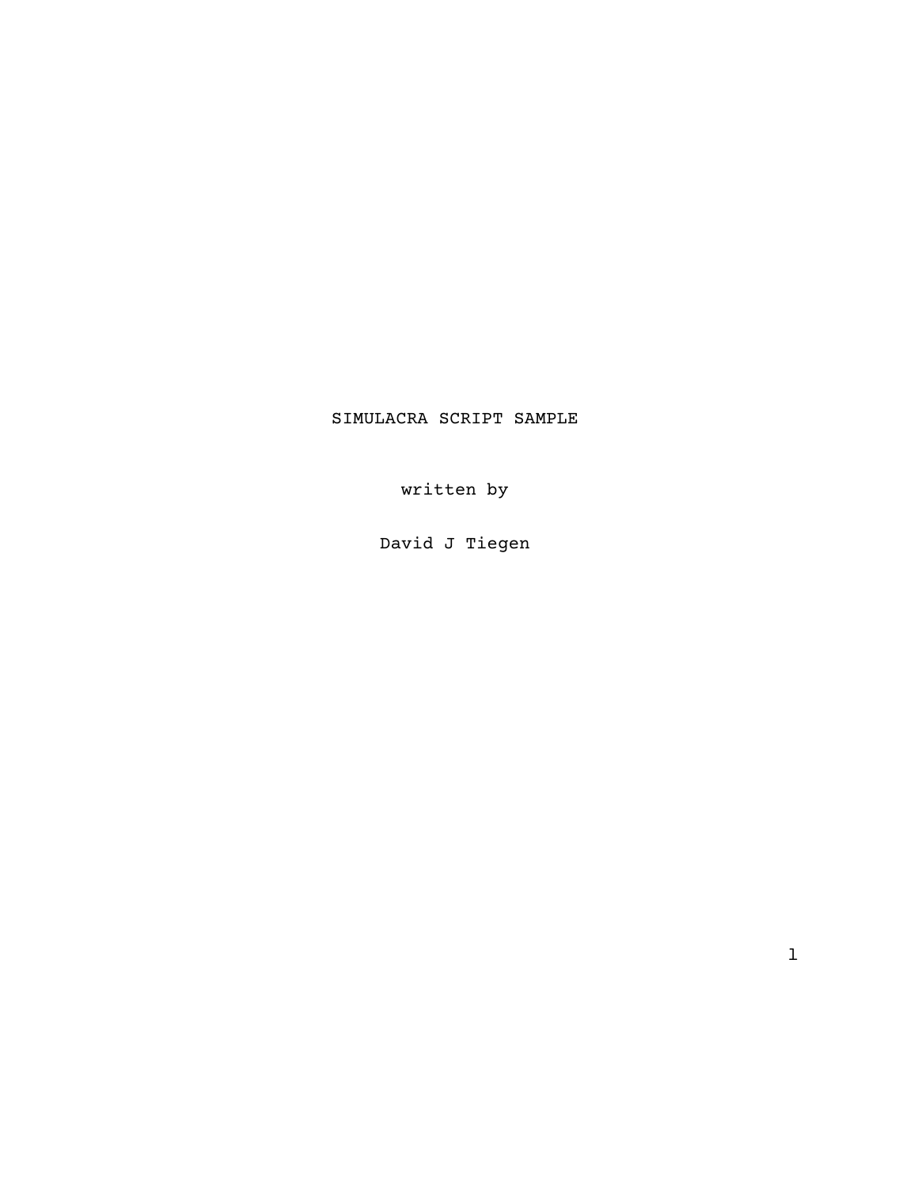SIMULACRA SCRIPT SAMPLE

written by

David J Tiegen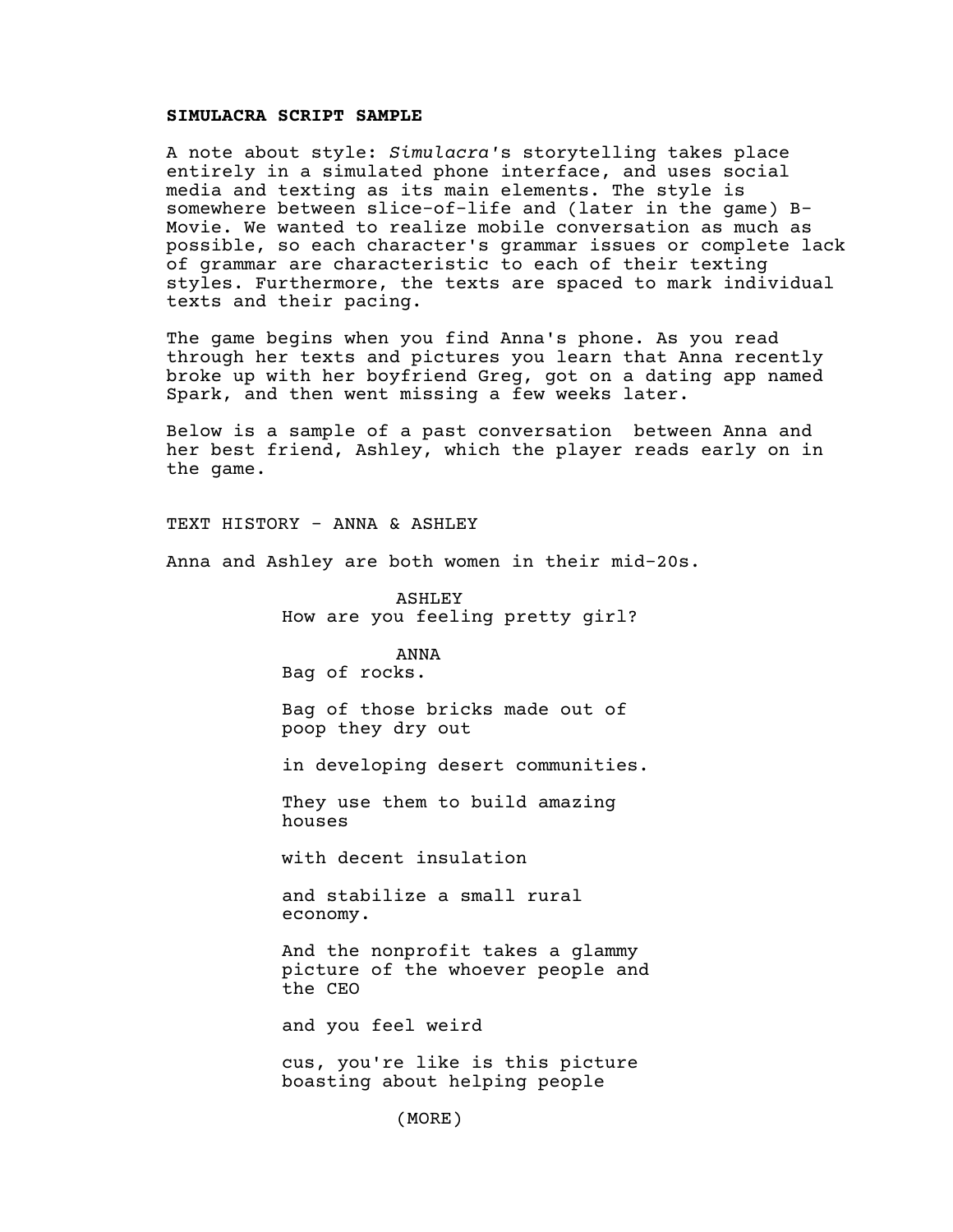**SIMULACRA SCRIPT SAMPLE**

A note about style: *Simulacra*'s storytelling takes place entirely in a simulated phone interface, and uses social media and texting as its main elements. The style is somewhere between slice-of-life and (later in the game) B-Movie. We wanted to realize mobile conversation as much as possible, so each character's grammar issues or complete lack of grammar are characteristic to each of their texting styles. Furthermore, the texts are spaced to mark individual texts and their pacing.

The game begins when you find Anna's phone. As you read through her texts and pictures you learn that Anna recently broke up with her boyfriend Greg, got on a dating app named Spark, and then went missing a few weeks later.

Below is a sample of a past conversation between Anna and her best friend, Ashley, which the player reads early on in the game.

TEXT HISTORY - ANNA & ASHLEY

Anna and Ashley are both women in their mid-20s.

ASHLEY
How are you feeling pretty girl?

ANNA
Bag of rocks.

Bag of those bricks made out of poop they dry out

in developing desert communities.

They use them to build amazing houses

with decent insulation

and stabilize a small rural economy.

And the nonprofit takes a glammy picture of the whoever people and the CEO

and you feel weird

cus, you're like is this picture boasting about helping people

(MORE)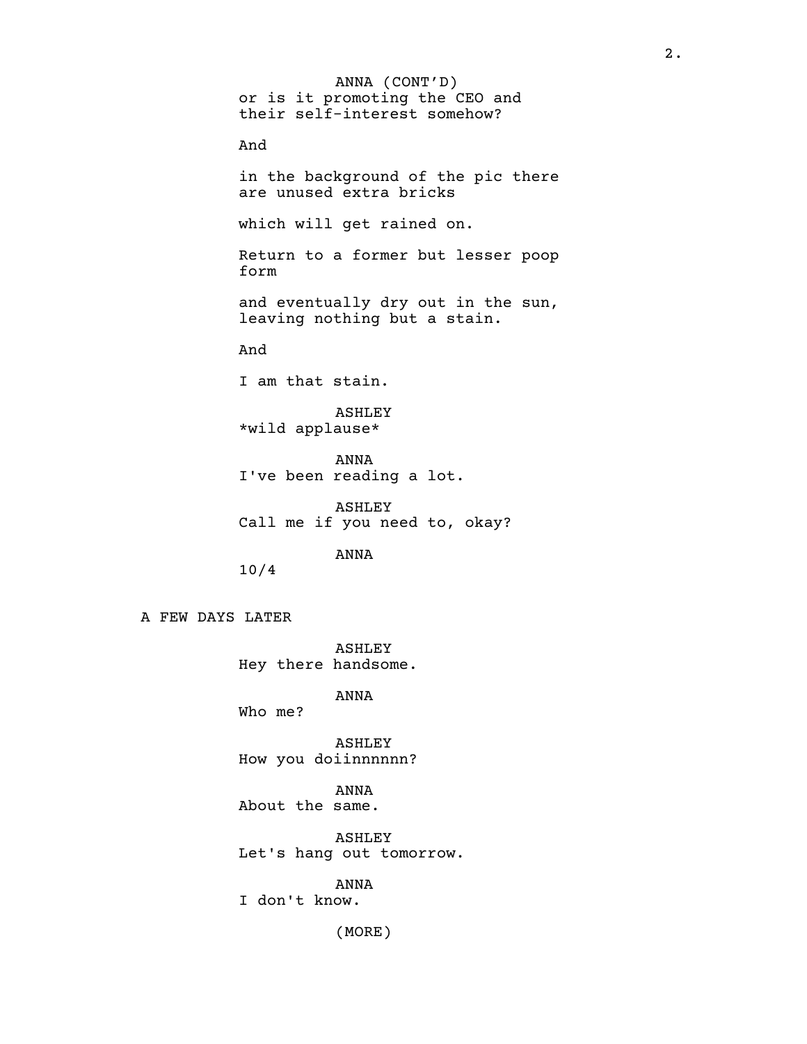ANNA (CONT'D)
or is it promoting the CEO and
their self-interest somehow?

And

in the background of the pic there
are unused extra bricks

which will get rained on.

Return to a former but lesser poop
form

and eventually dry out in the sun,
leaving nothing but a stain.

And

I am that stain.

ASHLEY
*wild applause*

ANNA
I've been reading a lot.

ASHLEY
Call me if you need to, okay?

ANNA
10/4

A FEW DAYS LATER

ASHLEY
Hey there handsome.

ANNA
Who me?

ASHLEY
How you doiinnnnnn?

ANNA
About the same.

ASHLEY
Let's hang out tomorrow.

ANNA
I don't know.

(MORE)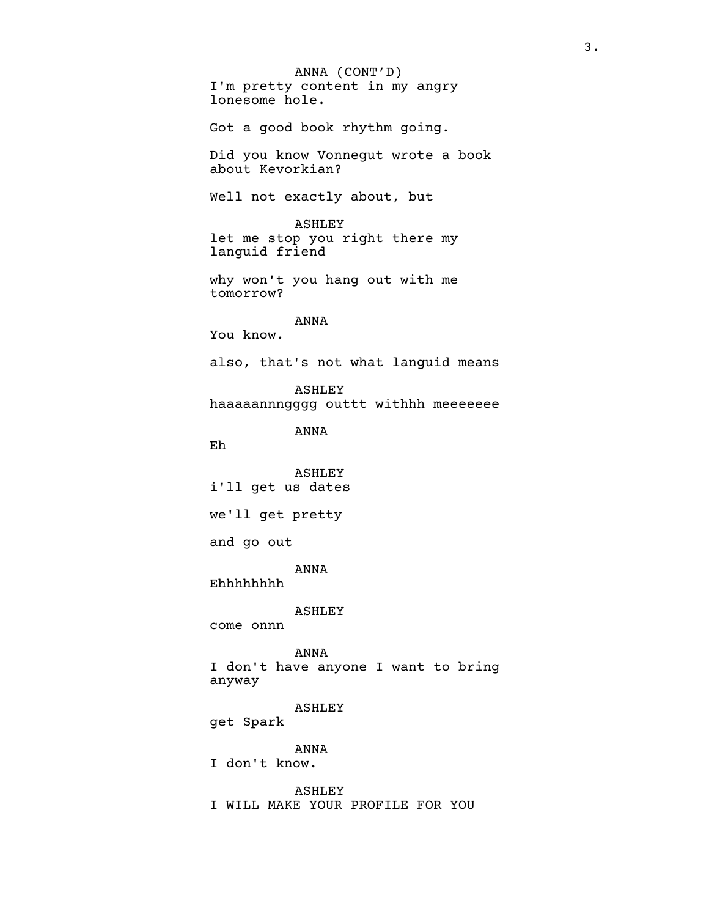ANNA (CONT'D)
I'm pretty content in my angry lonesome hole.

Got a good book rhythm going.

Did you know Vonnegut wrote a book about Kevorkian?

Well not exactly about, but

ASHLEY
let me stop you right there my languid friend

why won't you hang out with me tomorrow?

ANNA
You know.

also, that's not what languid means

ASHLEY
haaaaannngggg outtt withhh meeeeeee

ANNA
Eh

ASHLEY
i'll get us dates

we'll get pretty

and go out

ANNA
Ehhhhhhhh

ASHLEY
come onnn

ANNA
I don't have anyone I want to bring anyway

ASHLEY
get Spark

ANNA
I don't know.

ASHLEY
I WILL MAKE YOUR PROFILE FOR YOU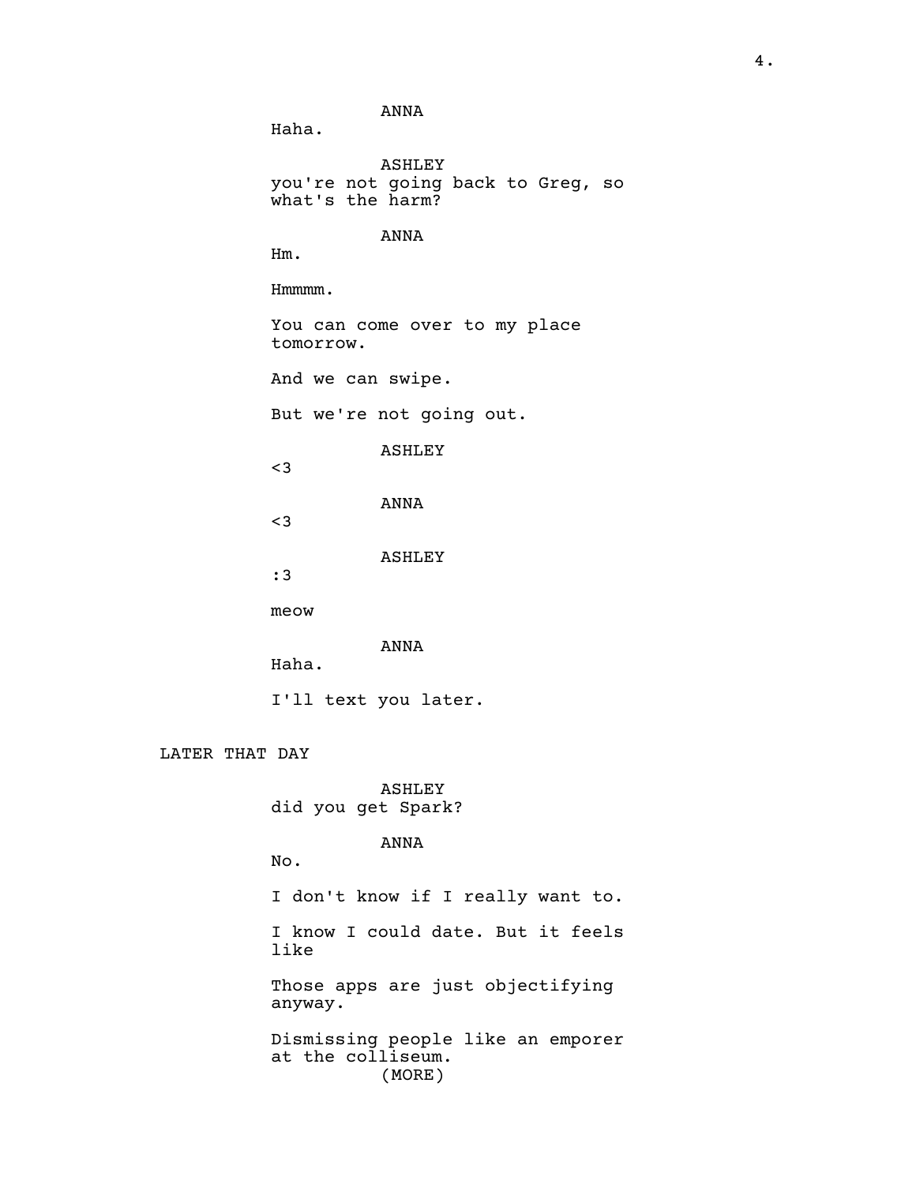ANNA
Haha.

ASHLEY
you're not going back to Greg, so what's the harm?

ANNA
Hm.

Hmmmm.

You can come over to my place tomorrow.

And we can swipe.

But we're not going out.

ASHLEY
<3

ANNA
<3

ASHLEY
:3

meow

ANNA
Haha.

I'll text you later.

LATER THAT DAY

ASHLEY
did you get Spark?

ANNA
No.

I don't know if I really want to.

I know I could date. But it feels like

Those apps are just objectifying anyway.

Dismissing people like an emporer at the colliseum.
(MORE)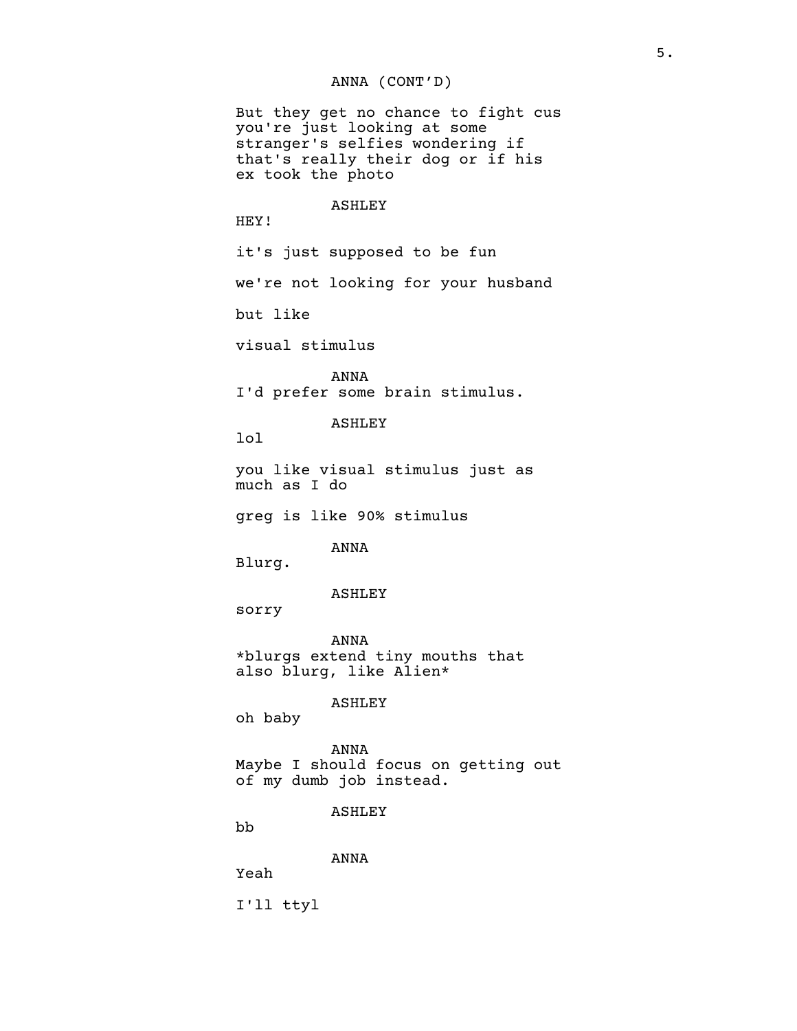ANNA (CONT'D)

But they get no chance to fight cus you're just looking at some stranger's selfies wondering if that's really their dog or if his ex took the photo

ASHLEY

HEY!

it's just supposed to be fun

we're not looking for your husband

but like

visual stimulus

ANNA

I'd prefer some brain stimulus.

ASHLEY

lol

you like visual stimulus just as much as I do

greg is like 90% stimulus

ANNA

Blurg.

ASHLEY

sorry

ANNA

*blurgs extend tiny mouths that also blurg, like Alien*

ASHLEY

oh baby

ANNA

Maybe I should focus on getting out of my dumb job instead.

ASHLEY

bb

ANNA

Yeah

I'll ttyl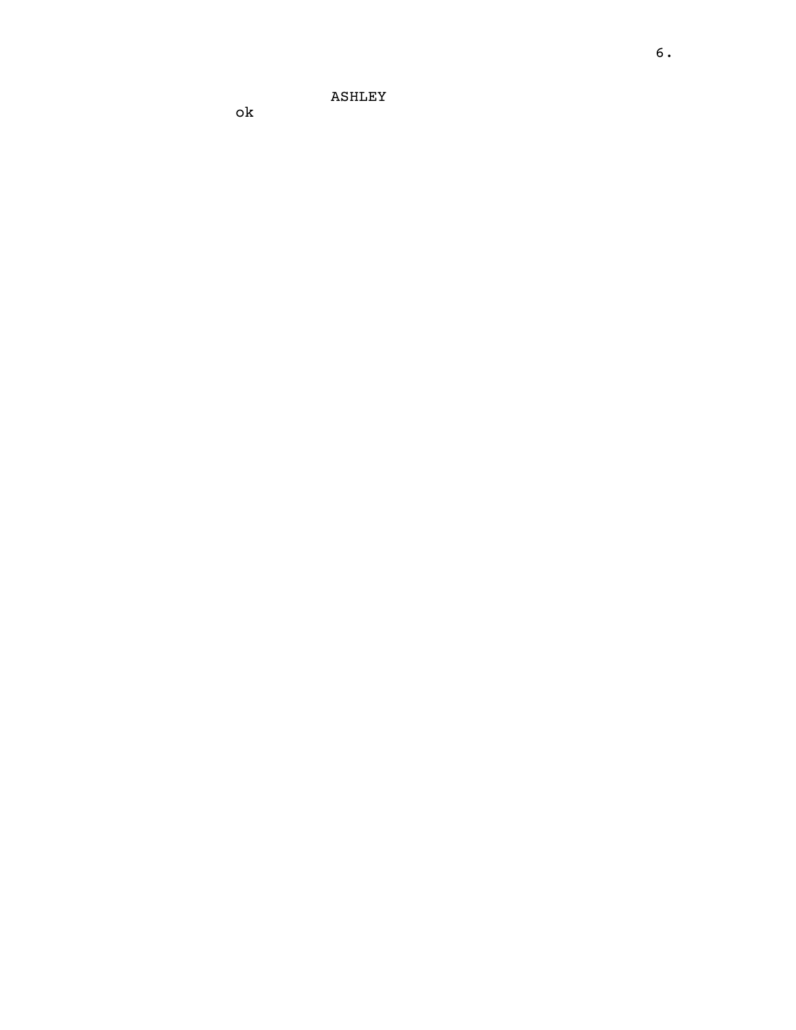ASHLEY

ok